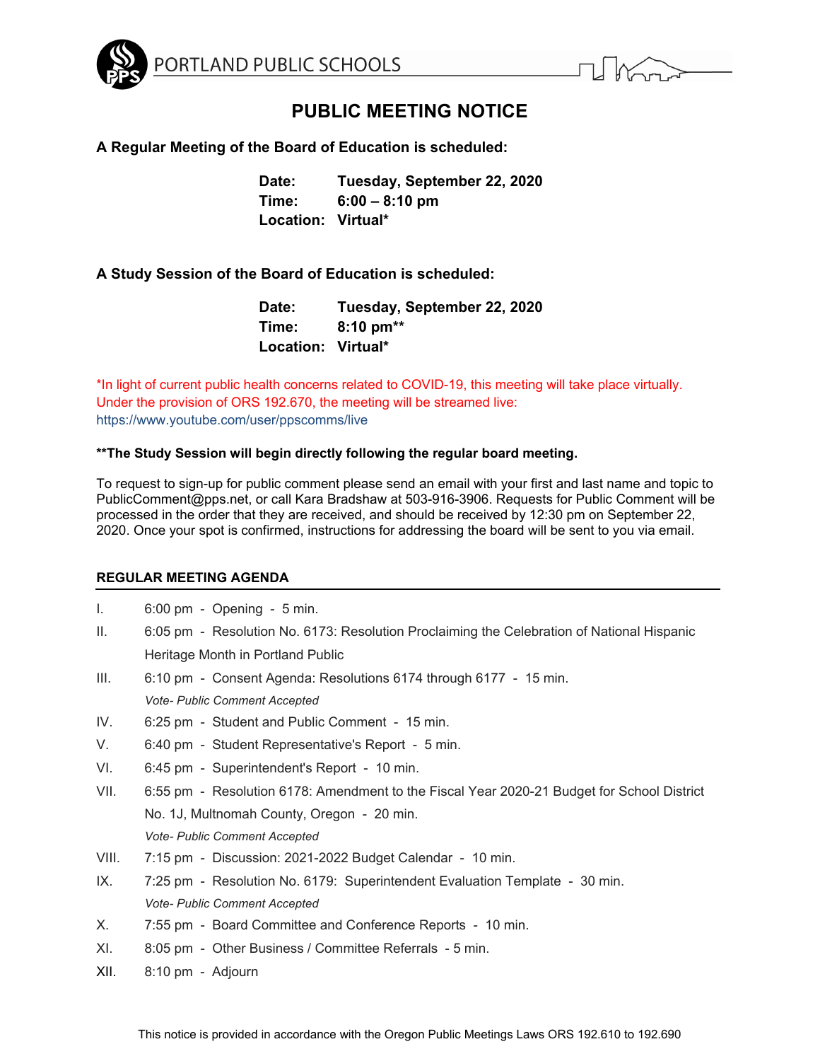PORTLAND PUBLIC SCHOOLS

# PUBLIC MEETING NOTICE

**A Regular Meeting of the Board of Education is scheduled:**

**Date:** Tuesday, September 22, 2020
**Time:** 6:00 – 8:10 pm
**Location:** Virtual*

**A Study Session of the Board of Education is scheduled:**

**Date:** Tuesday, September 22, 2020
**Time:** 8:10 pm**
**Location:** Virtual*

*In light of current public health concerns related to COVID-19, this meeting will take place virtually. Under the provision of ORS 192.670, the meeting will be streamed live: https://www.youtube.com/user/ppscomms/live

****The Study Session will begin directly following the regular board meeting.**

To request to sign-up for public comment please send an email with your first and last name and topic to PublicComment@pps.net, or call Kara Bradshaw at 503-916-3906. Requests for Public Comment will be processed in the order that they are received, and should be received by 12:30 pm on September 22, 2020. Once your spot is confirmed, instructions for addressing the board will be sent to you via email.

## REGULAR MEETING AGENDA

I. 6:00 pm - Opening - 5 min.

II. 6:05 pm - Resolution No. 6173: Resolution Proclaiming the Celebration of National Hispanic Heritage Month in Portland Public

III. 6:10 pm - Consent Agenda: Resolutions 6174 through 6177 - 15 min.
*Vote- Public Comment Accepted*

IV. 6:25 pm - Student and Public Comment - 15 min.

V. 6:40 pm - Student Representative's Report - 5 min.

VI. 6:45 pm - Superintendent's Report - 10 min.

VII. 6:55 pm - Resolution 6178: Amendment to the Fiscal Year 2020-21 Budget for School District No. 1J, Multnomah County, Oregon - 20 min.
*Vote- Public Comment Accepted*

VIII. 7:15 pm - Discussion: 2021-2022 Budget Calendar - 10 min.

IX. 7:25 pm - Resolution No. 6179: Superintendent Evaluation Template - 30 min.
*Vote- Public Comment Accepted*

X. 7:55 pm - Board Committee and Conference Reports - 10 min.

XI. 8:05 pm - Other Business / Committee Referrals - 5 min.

XII. 8:10 pm - Adjourn

This notice is provided in accordance with the Oregon Public Meetings Laws ORS 192.610 to 192.690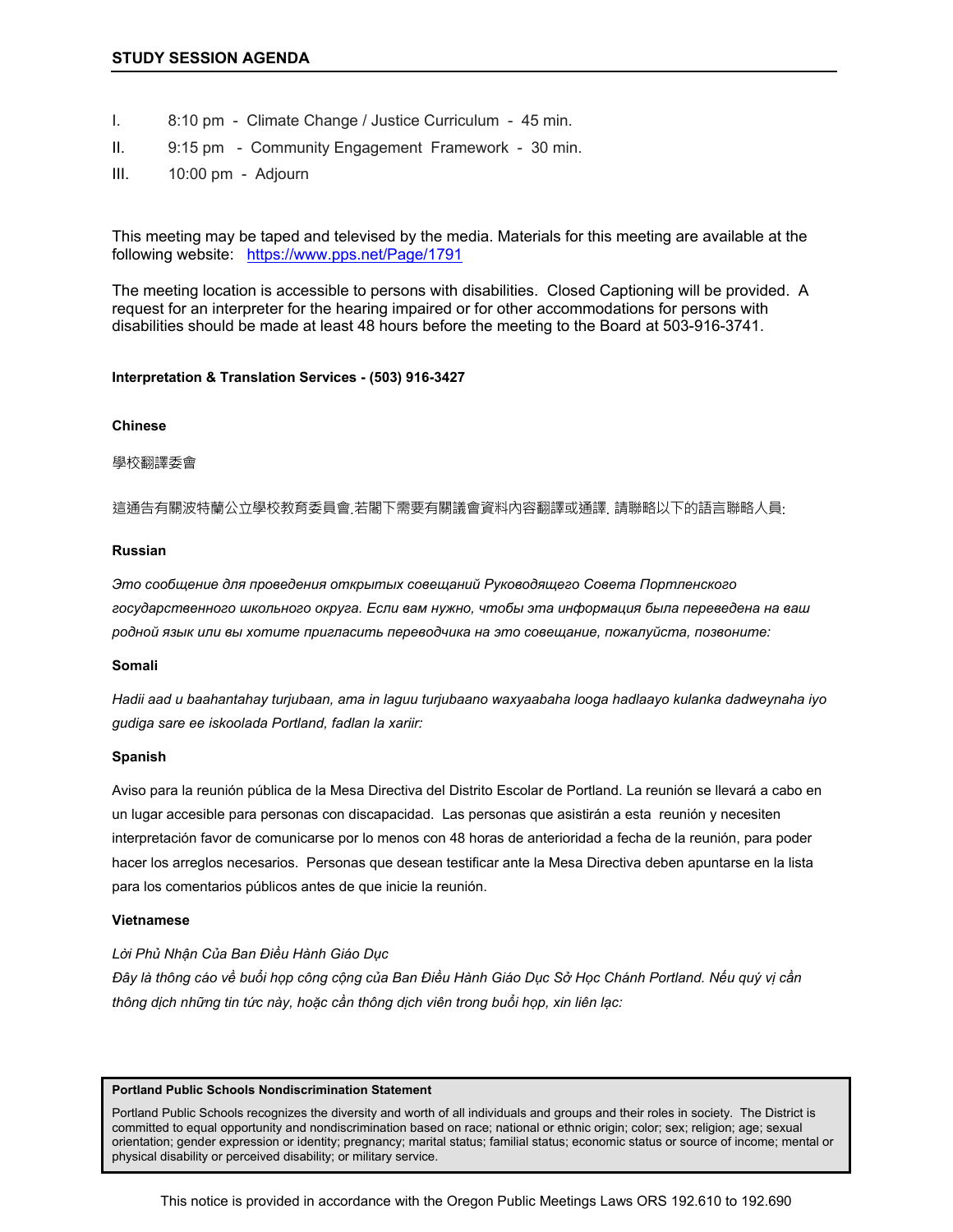## STUDY SESSION AGENDA

I. 8:10 pm - Climate Change / Justice Curriculum - 45 min.

II. 9:15 pm - Community Engagement Framework - 30 min.

III. 10:00 pm - Adjourn

This meeting may be taped and televised by the media. Materials for this meeting are available at the following website: https://www.pps.net/Page/1791

The meeting location is accessible to persons with disabilities. Closed Captioning will be provided. A request for an interpreter for the hearing impaired or for other accommodations for persons with disabilities should be made at least 48 hours before the meeting to the Board at 503-916-3741.

**Interpretation & Translation Services - (503) 916-3427**

**Chinese**

學校翻譯委會

這通告有關波特蘭公立學校教育委員會.若閣下需要有關議會資料內容翻譯或通譯. 請聯略以下的語言聯略人員:

**Russian**

*Это сообщение для проведения открытых совещаний Руководящего Совета Портленского государственного школьного округа. Если вам нужно, чтобы эта информация была переведена на ваш родной язык или вы хотите пригласить переводчика на это совещание, пожалуйста, позвоните:*

**Somali**

*Hadii aad u baahantahay turjubaan, ama in laguu turjubaano waxyaabaha looga hadlaayo kulanka dadweynaha iyo gudiga sare ee iskoolada Portland, fadlan la xariir:*

**Spanish**

Aviso para la reunión pública de la Mesa Directiva del Distrito Escolar de Portland. La reunión se llevará a cabo en un lugar accesible para personas con discapacidad. Las personas que asistirán a esta reunión y necesiten interpretación favor de comunicarse por lo menos con 48 horas de anterioridad a fecha de la reunión, para poder hacer los arreglos necesarios. Personas que desean testificar ante la Mesa Directiva deben apuntarse en la lista para los comentarios públicos antes de que inicie la reunión.

**Vietnamese**

*Lời Phủ Nhận Của Ban Điều Hành Giáo Dục*
*Đây là thông cáo về buổi họp công cộng của Ban Điều Hành Giáo Dục Sở Học Chánh Portland. Nếu quý vị cần thông dịch những tin tức này, hoặc cần thông dịch viên trong buổi họp, xin liên lạc:*

**Portland Public Schools Nondiscrimination Statement**

Portland Public Schools recognizes the diversity and worth of all individuals and groups and their roles in society. The District is committed to equal opportunity and nondiscrimination based on race; national or ethnic origin; color; sex; religion; age; sexual orientation; gender expression or identity; pregnancy; marital status; familial status; economic status or source of income; mental or physical disability or perceived disability; or military service.

This notice is provided in accordance with the Oregon Public Meetings Laws ORS 192.610 to 192.690